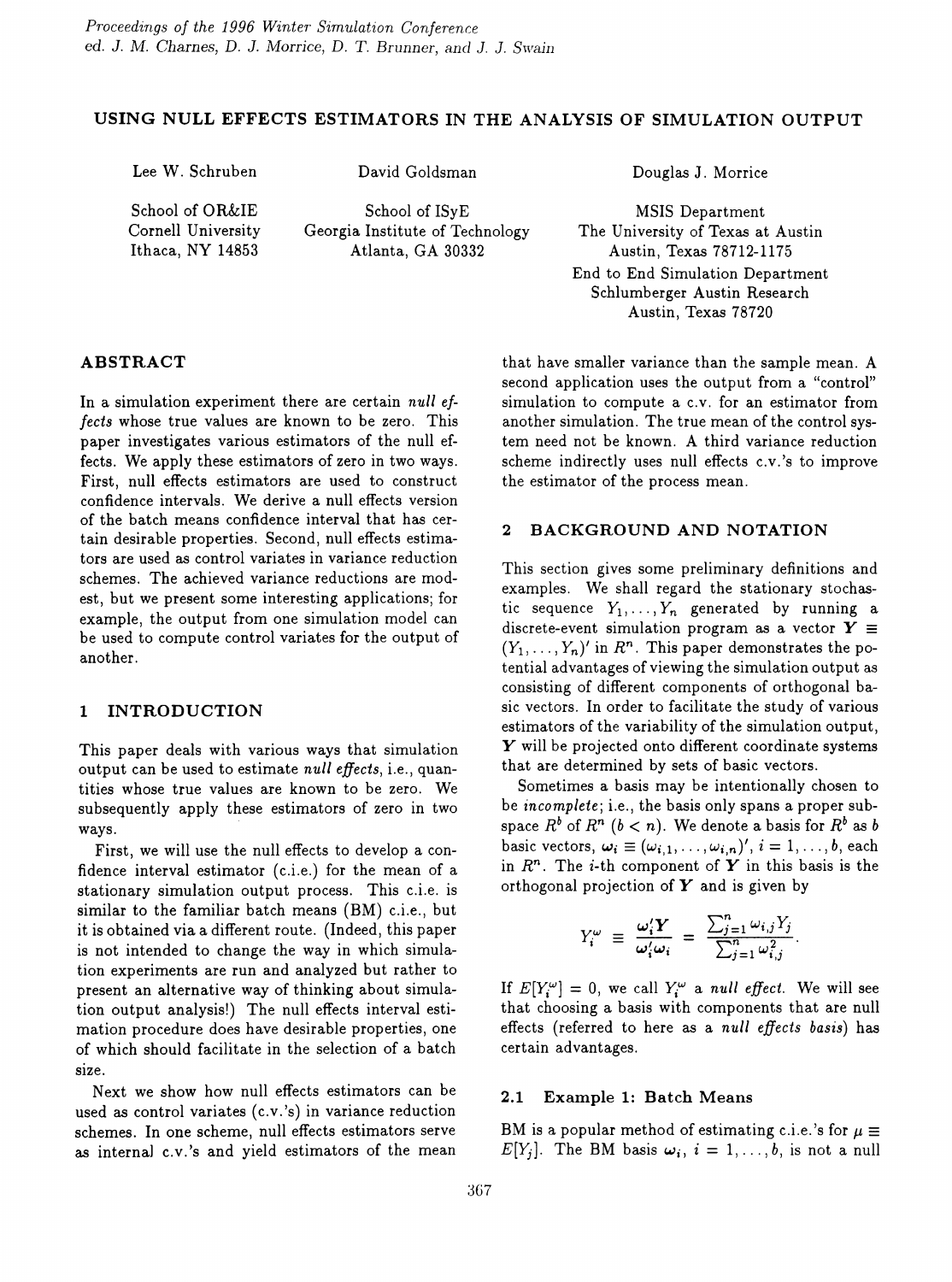# USING NULL EFFECTS ESTIMATORS IN THE ANALYSIS OF SIMULATION OUTPUT

Lee W. Schruben
School of OR&IE
Cornell University
Ithaca, NY 14853

David Goldsman
School of ISyE
Georgia Institute of Technology
Atlanta, GA 30332

Douglas J. Morrice
MSIS Department
The University of Texas at Austin
Austin, Texas 78712-1175
End to End Simulation Department
Schlumberger Austin Research
Austin, Texas 78720

## ABSTRACT

In a simulation experiment there are certain *null effects* whose true values are known to be zero. This paper investigates various estimators of the null effects. We apply these estimators of zero in two ways. First, null effects estimators are used to construct confidence intervals. We derive a null effects version of the batch means confidence interval that has certain desirable properties. Second, null effects estimators are used as control variates in variance reduction schemes. The achieved variance reductions are modest, but we present some interesting applications; for example, the output from one simulation model can be used to compute control variates for the output of another.

## 1 INTRODUCTION

This paper deals with various ways that simulation output can be used to estimate *null effects*, i.e., quantities whose true values are known to be zero. We subsequently apply these estimators of zero in two ways.

First, we will use the null effects to develop a confidence interval estimator (c.i.e.) for the mean of a stationary simulation output process. This c.i.e. is similar to the familiar batch means (BM) c.i.e., but it is obtained via a different route. (Indeed, this paper is not intended to change the way in which simulation experiments are run and analyzed but rather to present an alternative way of thinking about simulation output analysis!) The null effects interval estimation procedure does have desirable properties, one of which should facilitate in the selection of a batch size.

Next we show how null effects estimators can be used as control variates (c.v.'s) in variance reduction schemes. In one scheme, null effects estimators serve as internal c.v.'s and yield estimators of the mean that have smaller variance than the sample mean. A second application uses the output from a "control" simulation to compute a c.v. for an estimator from another simulation. The true mean of the control system need not be known. A third variance reduction scheme indirectly uses null effects c.v.'s to improve the estimator of the process mean.

## 2 BACKGROUND AND NOTATION

This section gives some preliminary definitions and examples. We shall regard the stationary stochastic sequence $Y_1, \ldots, Y_n$ generated by running a discrete-event simulation program as a vector $\boldsymbol{Y} \equiv (Y_1, \ldots, Y_n)'$ in $R^n$. This paper demonstrates the potential advantages of viewing the simulation output as consisting of different components of orthogonal basic vectors. In order to facilitate the study of various estimators of the variability of the simulation output, $\boldsymbol{Y}$ will be projected onto different coordinate systems that are determined by sets of basic vectors.

Sometimes a basis may be intentionally chosen to be *incomplete*; i.e., the basis only spans a proper subspace $R^b$ of $R^n$ ($b < n$). We denote a basis for $R^b$ as $b$ basic vectors, $\boldsymbol{\omega}_i \equiv (\omega_{i,1}, \ldots, \omega_{i,n})'$, $i = 1, \ldots, b$, each in $R^n$. The $i$-th component of $\boldsymbol{Y}$ in this basis is the orthogonal projection of $\boldsymbol{Y}$ and is given by

$$Y_i^{\omega} \equiv \frac{\boldsymbol{\omega}_i'\boldsymbol{Y}}{\boldsymbol{\omega}_i'\boldsymbol{\omega}_i} = \frac{\sum_{j=1}^{n} \omega_{i,j} Y_j}{\sum_{j=1}^{n} \omega_{i,j}^2}.$$

If $E[Y_i^{\omega}] = 0$, we call $Y_i^{\omega}$ a *null effect*. We will see that choosing a basis with components that are null effects (referred to here as a *null effects basis*) has certain advantages.

### 2.1 Example 1: Batch Means

BM is a popular method of estimating c.i.e.'s for $\mu \equiv E[Y_j]$. The BM basis $\boldsymbol{\omega}_i$, $i = 1, \ldots, b$, is not a null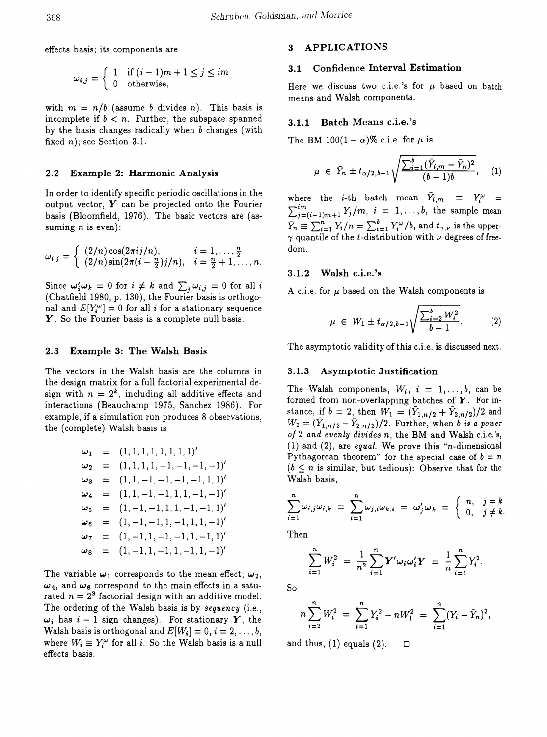effects basis; its components are

$$\omega_{i,j} = \begin{cases} 1 & \text{if } (i-1)m+1 \leq j \leq im \\ 0 & \text{otherwise,} \end{cases}$$

with $m = n/b$ (assume $b$ divides $n$). This basis is incomplete if $b < n$. Further, the subspace spanned by the basis changes radically when $b$ changes (with fixed $n$); see Section 3.1.

### 2.2 Example 2: Harmonic Analysis

In order to identify specific periodic oscillations in the output vector, $\boldsymbol{Y}$ can be projected onto the Fourier basis (Bloomfield, 1976). The basic vectors are (assuming $n$ is even):

$$\omega_{i,j} = \begin{cases} (2/n)\cos(2\pi ij/n), & i = 1, \ldots, \frac{n}{2} \\ (2/n)\sin(2\pi(i-\frac{n}{2})j/n), & i = \frac{n}{2}+1, \ldots, n. \end{cases}$$

Since $\boldsymbol{\omega}_i'\boldsymbol{\omega}_k = 0$ for $i \neq k$ and $\sum_j \omega_{i,j} = 0$ for all $i$ (Chatfield 1980, p. 130), the Fourier basis is orthogonal and $E[Y_i^\omega] = 0$ for all $i$ for a stationary sequence $\boldsymbol{Y}$. So the Fourier basis is a complete null basis.

### 2.3 Example 3: The Walsh Basis

The vectors in the Walsh basis are the columns in the design matrix for a full factorial experimental design with $n = 2^k$, including all additive effects and interactions (Beauchamp 1975, Sanchez 1986). For example, if a simulation run produces 8 observations, the (complete) Walsh basis is

$$\begin{aligned}
\boldsymbol{\omega}_1 &= (1,1,1,1,1,1,1,1)' \\
\boldsymbol{\omega}_2 &= (1,1,1,1,-1,-1,-1,-1)' \\
\boldsymbol{\omega}_3 &= (1,1,-1,-1,-1,-1,1,1)' \\
\boldsymbol{\omega}_4 &= (1,1,-1,-1,1,1,-1,-1)' \\
\boldsymbol{\omega}_5 &= (1,-1,-1,1,1,-1,-1,1)' \\
\boldsymbol{\omega}_6 &= (1,-1,-1,1,-1,1,1,-1)' \\
\boldsymbol{\omega}_7 &= (1,-1,1,-1,-1,1,-1,1)' \\
\boldsymbol{\omega}_8 &= (1,-1,1,-1,1,-1,1,-1)'
\end{aligned}$$

The variable $\boldsymbol{\omega}_1$ corresponds to the mean effect; $\boldsymbol{\omega}_2$, $\boldsymbol{\omega}_4$, and $\boldsymbol{\omega}_8$ correspond to the main effects in a saturated $n = 2^3$ factorial design with an additive model. The ordering of the Walsh basis is by *sequency* (i.e., $\boldsymbol{\omega}_i$ has $i-1$ sign changes). For stationary $\boldsymbol{Y}$, the Walsh basis is orthogonal and $E[W_i] = 0, i = 2, \ldots, b$, where $W_i \equiv Y_i^\omega$ for all $i$. So the Walsh basis is a null effects basis.

## 3 APPLICATIONS

### 3.1 Confidence Interval Estimation

Here we discuss two c.i.e.'s for $\mu$ based on batch means and Walsh components.

#### 3.1.1 Batch Means c.i.e.'s

The BM $100(1-\alpha)\%$ c.i.e. for $\mu$ is

$$\mu \in \bar{Y}_n \pm t_{\alpha/2,b-1}\sqrt{\frac{\sum_{i=1}^b(\bar{Y}_{i,m}-\bar{Y}_n)^2}{(b-1)b}}, \quad (1)$$

where the $i$-th batch mean $\bar{Y}_{i,m} \equiv Y_i^\omega = \sum_{j=(i-1)m+1}^{im} Y_j/m$, $i = 1, \ldots, b$, the sample mean $\bar{Y}_n \equiv \sum_{i=1}^n Y_i/n = \sum_{i=1}^b Y_i^\omega/b$, and $t_{\gamma,\nu}$ is the upper-$\gamma$ quantile of the $t$-distribution with $\nu$ degrees of freedom.

#### 3.1.2 Walsh c.i.e.'s

A c.i.e. for $\mu$ based on the Walsh components is

$$\mu \in W_1 \pm t_{\alpha/2,b-1}\sqrt{\frac{\sum_{i=2}^b W_i^2}{b-1}}. \quad (2)$$

The asymptotic validity of this c.i.e. is discussed next.

#### 3.1.3 Asymptotic Justification

The Walsh components, $W_i$, $i = 1, \ldots, b$, can be formed from non-overlapping batches of $\boldsymbol{Y}$. For instance, if $b = 2$, then $W_1 = (\bar{Y}_{1,n/2} + \bar{Y}_{2,n/2})/2$ and $W_2 = (\bar{Y}_{1,n/2} - \bar{Y}_{2,n/2})/2$. Further, when *$b$ is a power of 2 and evenly divides $n$*, the BM and Walsh c.i.e.'s, (1) and (2), are *equal*. We prove this "$n$-dimensional Pythagorean theorem" for the special case of $b = n$ ($b \leq n$ is similar, but tedious): Observe that for the Walsh basis,

$$\sum_{i=1}^n \omega_{i,j}\omega_{i,k} = \sum_{i=1}^n \omega_{j,i}\omega_{k,i} = \boldsymbol{\omega}_j'\boldsymbol{\omega}_k = \begin{cases} n, & j = k \\ 0, & j \neq k. \end{cases}$$

Then

$$\sum_{i=1}^n W_i^2 = \frac{1}{n^2}\sum_{i=1}^n \boldsymbol{Y}'\boldsymbol{\omega}_i\boldsymbol{\omega}_i'\boldsymbol{Y} = \frac{1}{n}\sum_{i=1}^n Y_i^2.$$

So

$$n\sum_{i=2}^n W_i^2 = \sum_{i=1}^n Y_i^2 - nW_1^2 = \sum_{i=1}^n (Y_i - \bar{Y}_n)^2,$$

and thus, (1) equals (2). □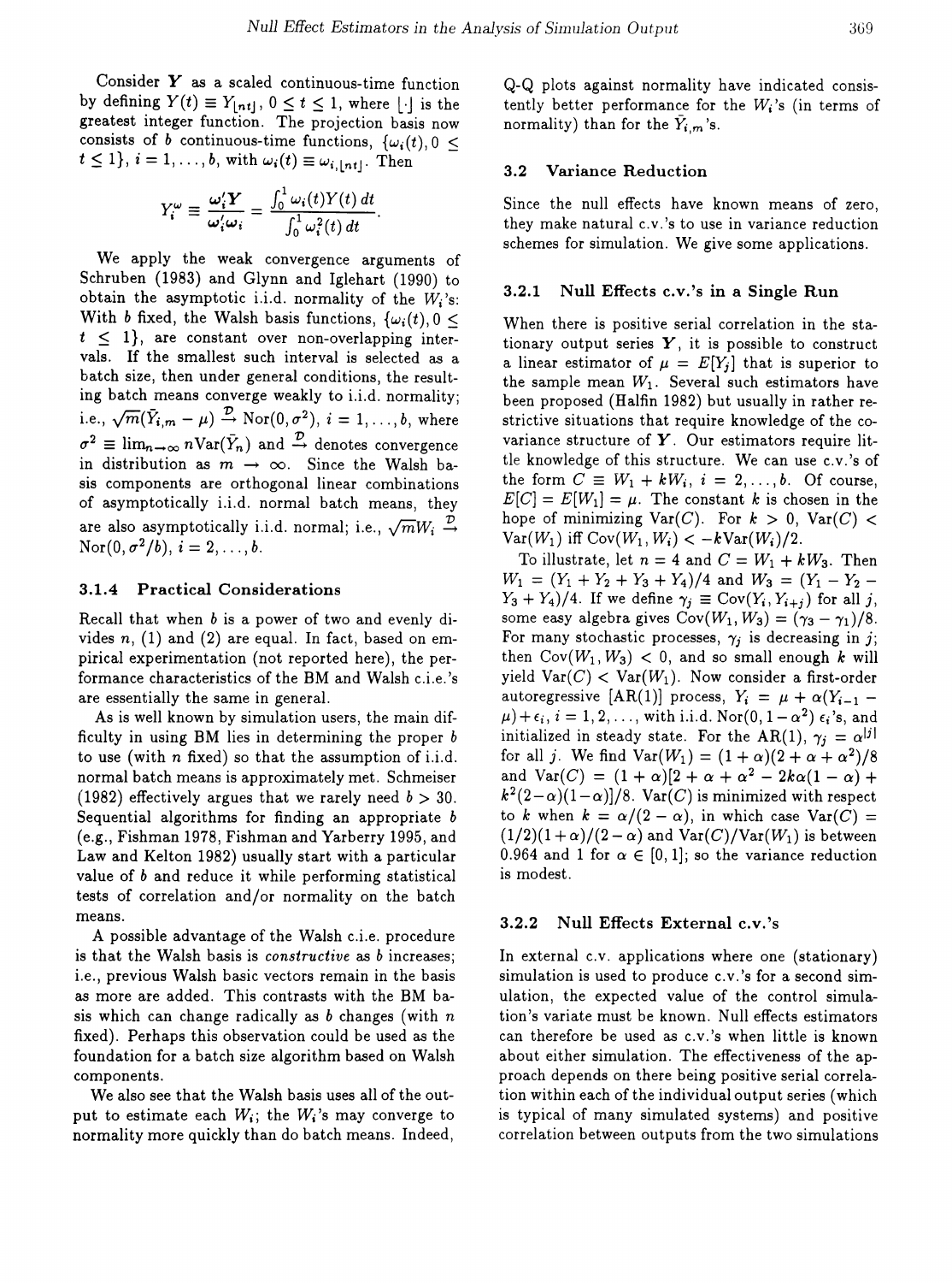Consider $\boldsymbol{Y}$ as a scaled continuous-time function by defining $Y(t) \equiv Y_{\lfloor nt \rfloor}$, $0 \le t \le 1$, where $\lfloor \cdot \rfloor$ is the greatest integer function. The projection basis now consists of $b$ continuous-time functions, $\{\omega_i(t), 0 \le t \le 1\}$, $i = 1, \ldots, b$, with $\omega_i(t) \equiv \omega_{i,\lfloor nt \rfloor}$. Then

$$Y_i^\omega \equiv \frac{\boldsymbol{\omega}_i' \boldsymbol{Y}}{\boldsymbol{\omega}_i' \boldsymbol{\omega}_i} = \frac{\int_0^1 \omega_i(t) Y(t)\, dt}{\int_0^1 \omega_i^2(t)\, dt}.$$

We apply the weak convergence arguments of Schruben (1983) and Glynn and Iglehart (1990) to obtain the asymptotic i.i.d. normality of the $W_i$'s: With $b$ fixed, the Walsh basis functions, $\{\omega_i(t), 0 \le t \le 1\}$, are constant over non-overlapping intervals. If the smallest such interval is selected as a batch size, then under general conditions, the resulting batch means converge weakly to i.i.d. normality; i.e., $\sqrt{m}(\bar{Y}_{i,m} - \mu) \xrightarrow{\mathcal{D}} \text{Nor}(0, \sigma^2)$, $i = 1, \ldots, b$, where $\sigma^2 \equiv \lim_{n \to \infty} n \text{Var}(\bar{Y}_n)$ and $\xrightarrow{\mathcal{D}}$ denotes convergence in distribution as $m \to \infty$. Since the Walsh basis components are orthogonal linear combinations of asymptotically i.i.d. normal batch means, they are also asymptotically i.i.d. normal; i.e., $\sqrt{m} W_i \xrightarrow{\mathcal{D}} \text{Nor}(0, \sigma^2/b)$, $i = 2, \ldots, b$.

### 3.1.4 Practical Considerations

Recall that when $b$ is a power of two and evenly divides $n$, (1) and (2) are equal. In fact, based on empirical experimentation (not reported here), the performance characteristics of the BM and Walsh c.i.e.'s are essentially the same in general.

As is well known by simulation users, the main difficulty in using BM lies in determining the proper $b$ to use (with $n$ fixed) so that the assumption of i.i.d. normal batch means is approximately met. Schmeiser (1982) effectively argues that we rarely need $b > 30$. Sequential algorithms for finding an appropriate $b$ (e.g., Fishman 1978, Fishman and Yarberry 1995, and Law and Kelton 1982) usually start with a particular value of $b$ and reduce it while performing statistical tests of correlation and/or normality on the batch means.

A possible advantage of the Walsh c.i.e. procedure is that the Walsh basis is *constructive* as $b$ increases; i.e., previous Walsh basic vectors remain in the basis as more are added. This contrasts with the BM basis which can change radically as $b$ changes (with $n$ fixed). Perhaps this observation could be used as the foundation for a batch size algorithm based on Walsh components.

We also see that the Walsh basis uses all of the output to estimate each $W_i$; the $W_i$'s may converge to normality more quickly than do batch means. Indeed, Q-Q plots against normality have indicated consistently better performance for the $W_i$'s (in terms of normality) than for the $\bar{Y}_{i,m}$'s.

## 3.2 Variance Reduction

Since the null effects have known means of zero, they make natural c.v.'s to use in variance reduction schemes for simulation. We give some applications.

### 3.2.1 Null Effects c.v.'s in a Single Run

When there is positive serial correlation in the stationary output series $\boldsymbol{Y}$, it is possible to construct a linear estimator of $\mu = E[Y_j]$ that is superior to the sample mean $W_1$. Several such estimators have been proposed (Halfin 1982) but usually in rather restrictive situations that require knowledge of the covariance structure of $\boldsymbol{Y}$. Our estimators require little knowledge of this structure. We can use c.v.'s of the form $C \equiv W_1 + kW_i$, $i = 2, \ldots, b$. Of course, $E[C] = E[W_1] = \mu$. The constant $k$ is chosen in the hope of minimizing $\text{Var}(C)$. For $k > 0$, $\text{Var}(C) < \text{Var}(W_1)$ iff $\text{Cov}(W_1, W_i) < -k\text{Var}(W_i)/2$.

To illustrate, let $n = 4$ and $C = W_1 + kW_3$. Then $W_1 = (Y_1 + Y_2 + Y_3 + Y_4)/4$ and $W_3 = (Y_1 - Y_2 - Y_3 + Y_4)/4$. If we define $\gamma_j \equiv \text{Cov}(Y_i, Y_{i+j})$ for all $j$, some easy algebra gives $\text{Cov}(W_1, W_3) = (\gamma_3 - \gamma_1)/8$. For many stochastic processes, $\gamma_j$ is decreasing in $j$; then $\text{Cov}(W_1, W_3) < 0$, and so small enough $k$ will yield $\text{Var}(C) < \text{Var}(W_1)$. Now consider a first-order autoregressive [AR(1)] process, $Y_i = \mu + \alpha(Y_{i-1} - \mu) + \epsilon_i$, $i = 1, 2, \ldots$, with i.i.d. $\text{Nor}(0, 1 - \alpha^2)$ $\epsilon_i$'s, and initialized in steady state. For the AR(1), $\gamma_j = \alpha^{|j|}$ for all $j$. We find $\text{Var}(W_1) = (1 + \alpha)(2 + \alpha + \alpha^2)/8$ and $\text{Var}(C) = (1 + \alpha)[2 + \alpha + \alpha^2 - 2k\alpha(1 - \alpha) + k^2(2 - \alpha)(1 - \alpha)]/8$. $\text{Var}(C)$ is minimized with respect to $k$ when $k = \alpha/(2 - \alpha)$, in which case $\text{Var}(C) = (1/2)(1 + \alpha)/(2 - \alpha)$ and $\text{Var}(C)/\text{Var}(W_1)$ is between 0.964 and 1 for $\alpha \in [0, 1]$; so the variance reduction is modest.

### 3.2.2 Null Effects External c.v.'s

In external c.v. applications where one (stationary) simulation is used to produce c.v.'s for a second simulation, the expected value of the control simulation's variate must be known. Null effects estimators can therefore be used as c.v.'s when little is known about either simulation. The effectiveness of the approach depends on there being positive serial correlation within each of the individual output series (which is typical of many simulated systems) and positive correlation between outputs from the two simulations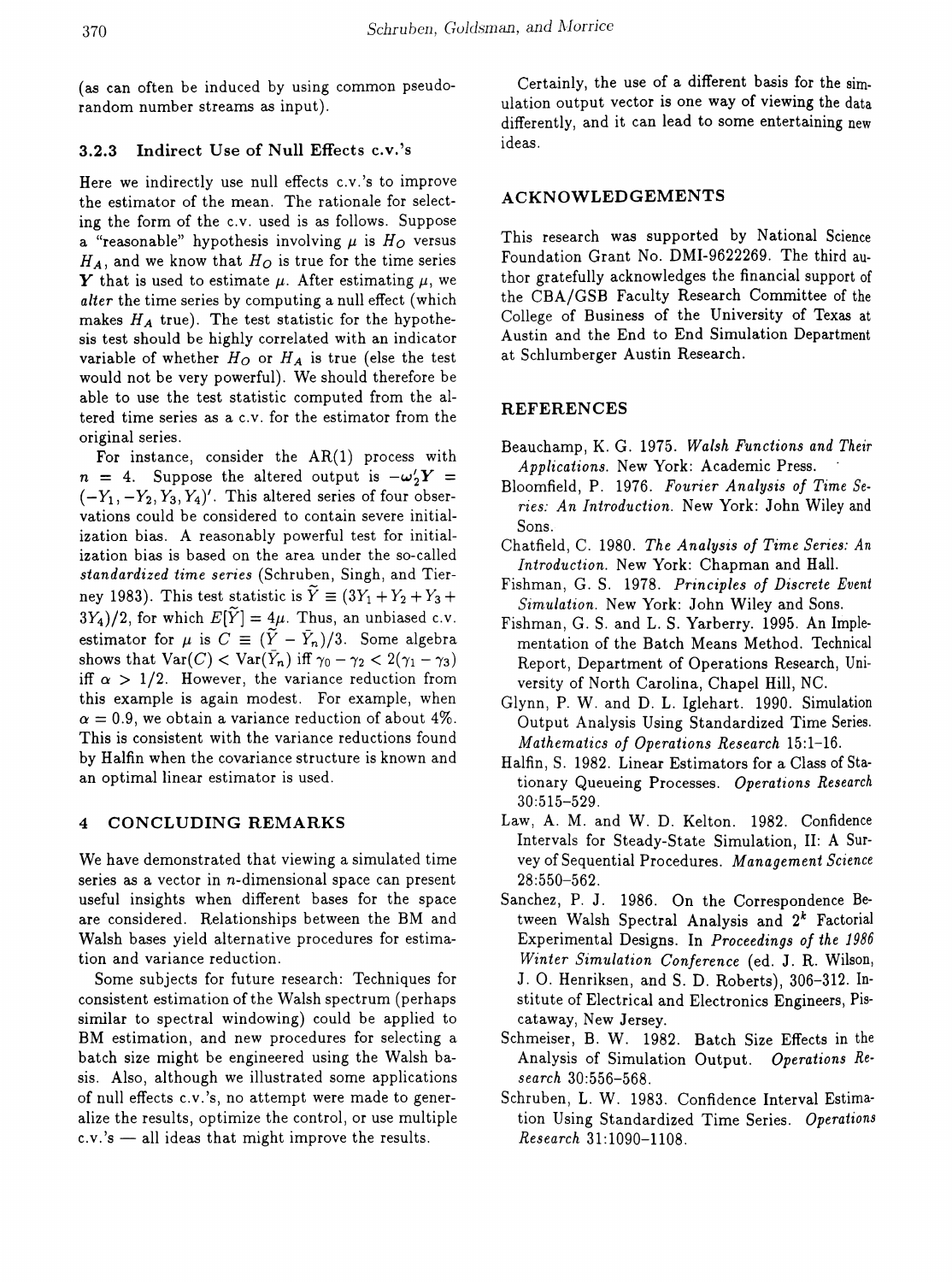(as can often be induced by using common pseudo-random number streams as input).

### 3.2.3 Indirect Use of Null Effects c.v.'s

Here we indirectly use null effects c.v.'s to improve the estimator of the mean. The rationale for selecting the form of the c.v. used is as follows. Suppose a "reasonable" hypothesis involving $\mu$ is $H_O$ versus $H_A$, and we know that $H_O$ is true for the time series $\boldsymbol{Y}$ that is used to estimate $\mu$. After estimating $\mu$, we *alter* the time series by computing a null effect (which makes $H_A$ true). The test statistic for the hypothesis test should be highly correlated with an indicator variable of whether $H_O$ or $H_A$ is true (else the test would not be very powerful). We should therefore be able to use the test statistic computed from the altered time series as a c.v. for the estimator from the original series.

For instance, consider the AR(1) process with $n = 4$. Suppose the altered output is $-\boldsymbol{\omega}_2'\boldsymbol{Y} = (-Y_1, -Y_2, Y_3, Y_4)'$. This altered series of four observations could be considered to contain severe initialization bias. A reasonably powerful test for initialization bias is based on the area under the so-called *standardized time series* (Schruben, Singh, and Tierney 1983). This test statistic is $\widetilde{Y} \equiv (3Y_1 + Y_2 + Y_3 + 3Y_4)/2$, for which $E[\widetilde{Y}] = 4\mu$. Thus, an unbiased c.v. estimator for $\mu$ is $C \equiv (\widetilde{Y} - \bar{Y}_n)/3$. Some algebra shows that $\text{Var}(C) < \text{Var}(\bar{Y}_n)$ iff $\gamma_0 - \gamma_2 < 2(\gamma_1 - \gamma_3)$ iff $\alpha > 1/2$. However, the variance reduction from this example is again modest. For example, when $\alpha = 0.9$, we obtain a variance reduction of about 4%. This is consistent with the variance reductions found by Halfin when the covariance structure is known and an optimal linear estimator is used.

## 4 CONCLUDING REMARKS

We have demonstrated that viewing a simulated time series as a vector in $n$-dimensional space can present useful insights when different bases for the space are considered. Relationships between the BM and Walsh bases yield alternative procedures for estimation and variance reduction.

Some subjects for future research: Techniques for consistent estimation of the Walsh spectrum (perhaps similar to spectral windowing) could be applied to BM estimation, and new procedures for selecting a batch size might be engineered using the Walsh basis. Also, although we illustrated some applications of null effects c.v.'s, no attempt were made to generalize the results, optimize the control, or use multiple c.v.'s — all ideas that might improve the results.

Certainly, the use of a different basis for the simulation output vector is one way of viewing the data differently, and it can lead to some entertaining new ideas.

## ACKNOWLEDGEMENTS

This research was supported by National Science Foundation Grant No. DMI-9622269. The third author gratefully acknowledges the financial support of the CBA/GSB Faculty Research Committee of the College of Business of the University of Texas at Austin and the End to End Simulation Department at Schlumberger Austin Research.

## REFERENCES

Beauchamp, K. G. 1975. *Walsh Functions and Their Applications*. New York: Academic Press.

Bloomfield, P. 1976. *Fourier Analysis of Time Series: An Introduction*. New York: John Wiley and Sons.

Chatfield, C. 1980. *The Analysis of Time Series: An Introduction*. New York: Chapman and Hall.

Fishman, G. S. 1978. *Principles of Discrete Event Simulation*. New York: John Wiley and Sons.

Fishman, G. S. and L. S. Yarberry. 1995. An Implementation of the Batch Means Method. Technical Report, Department of Operations Research, University of North Carolina, Chapel Hill, NC.

Glynn, P. W. and D. L. Iglehart. 1990. Simulation Output Analysis Using Standardized Time Series. *Mathematics of Operations Research* 15:1–16.

Halfin, S. 1982. Linear Estimators for a Class of Stationary Queueing Processes. *Operations Research* 30:515–529.

Law, A. M. and W. D. Kelton. 1982. Confidence Intervals for Steady-State Simulation, II: A Survey of Sequential Procedures. *Management Science* 28:550–562.

Sanchez, P. J. 1986. On the Correspondence Between Walsh Spectral Analysis and $2^k$ Factorial Experimental Designs. In *Proceedings of the 1986 Winter Simulation Conference* (ed. J. R. Wilson, J. O. Henriksen, and S. D. Roberts), 306–312. Institute of Electrical and Electronics Engineers, Piscataway, New Jersey.

Schmeiser, B. W. 1982. Batch Size Effects in the Analysis of Simulation Output. *Operations Research* 30:556–568.

Schruben, L. W. 1983. Confidence Interval Estimation Using Standardized Time Series. *Operations Research* 31:1090–1108.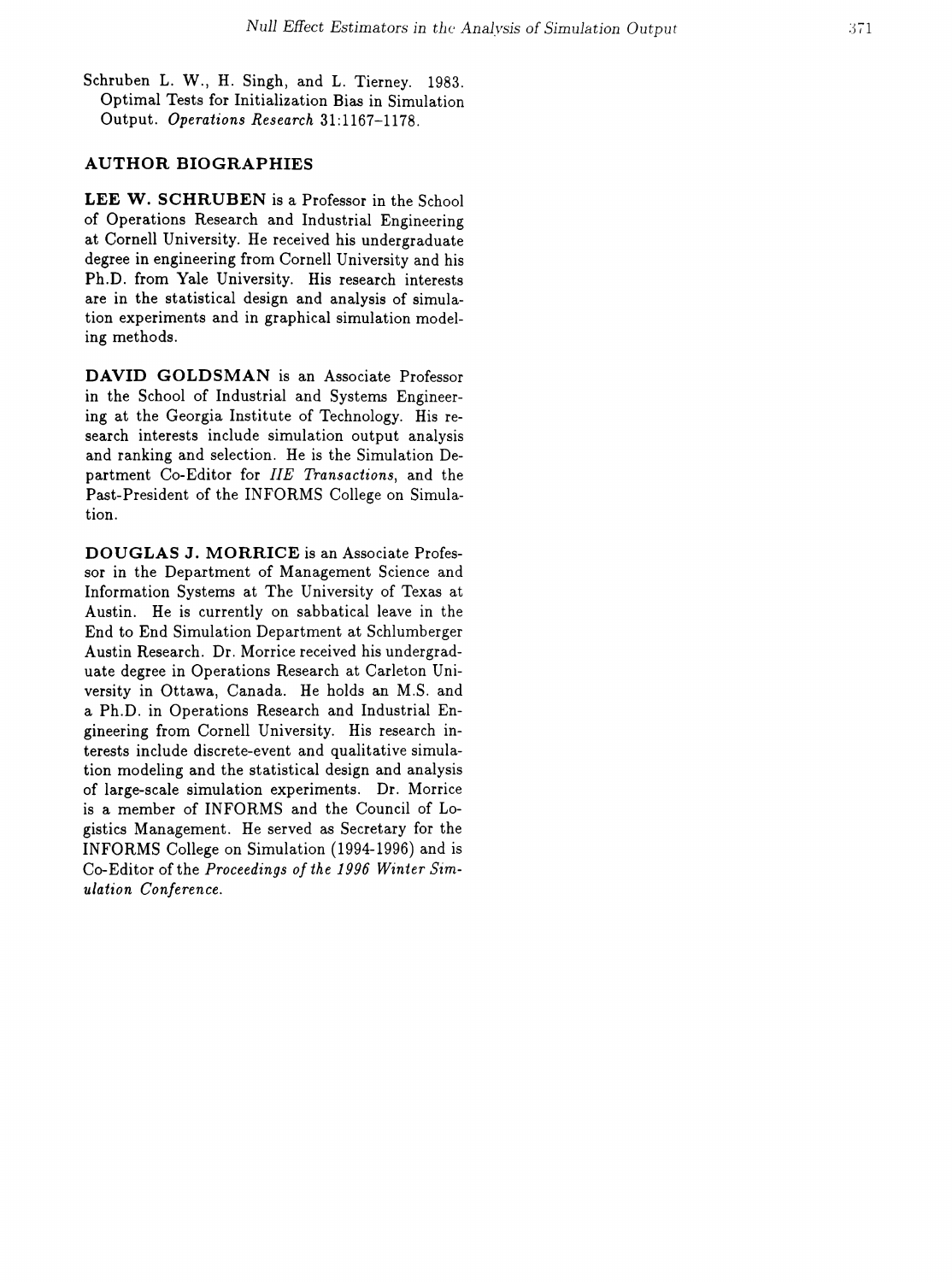Schruben L. W., H. Singh, and L. Tierney. 1983. Optimal Tests for Initialization Bias in Simulation Output. *Operations Research* 31:1167–1178.

## AUTHOR BIOGRAPHIES

**LEE W. SCHRUBEN** is a Professor in the School of Operations Research and Industrial Engineering at Cornell University. He received his undergraduate degree in engineering from Cornell University and his Ph.D. from Yale University. His research interests are in the statistical design and analysis of simulation experiments and in graphical simulation modeling methods.

**DAVID GOLDSMAN** is an Associate Professor in the School of Industrial and Systems Engineering at the Georgia Institute of Technology. His research interests include simulation output analysis and ranking and selection. He is the Simulation Department Co-Editor for *IIE Transactions*, and the Past-President of the INFORMS College on Simulation.

**DOUGLAS J. MORRICE** is an Associate Professor in the Department of Management Science and Information Systems at The University of Texas at Austin. He is currently on sabbatical leave in the End to End Simulation Department at Schlumberger Austin Research. Dr. Morrice received his undergraduate degree in Operations Research at Carleton University in Ottawa, Canada. He holds an M.S. and a Ph.D. in Operations Research and Industrial Engineering from Cornell University. His research interests include discrete-event and qualitative simulation modeling and the statistical design and analysis of large-scale simulation experiments. Dr. Morrice is a member of INFORMS and the Council of Logistics Management. He served as Secretary for the INFORMS College on Simulation (1994-1996) and is Co-Editor of the *Proceedings of the 1996 Winter Simulation Conference.*